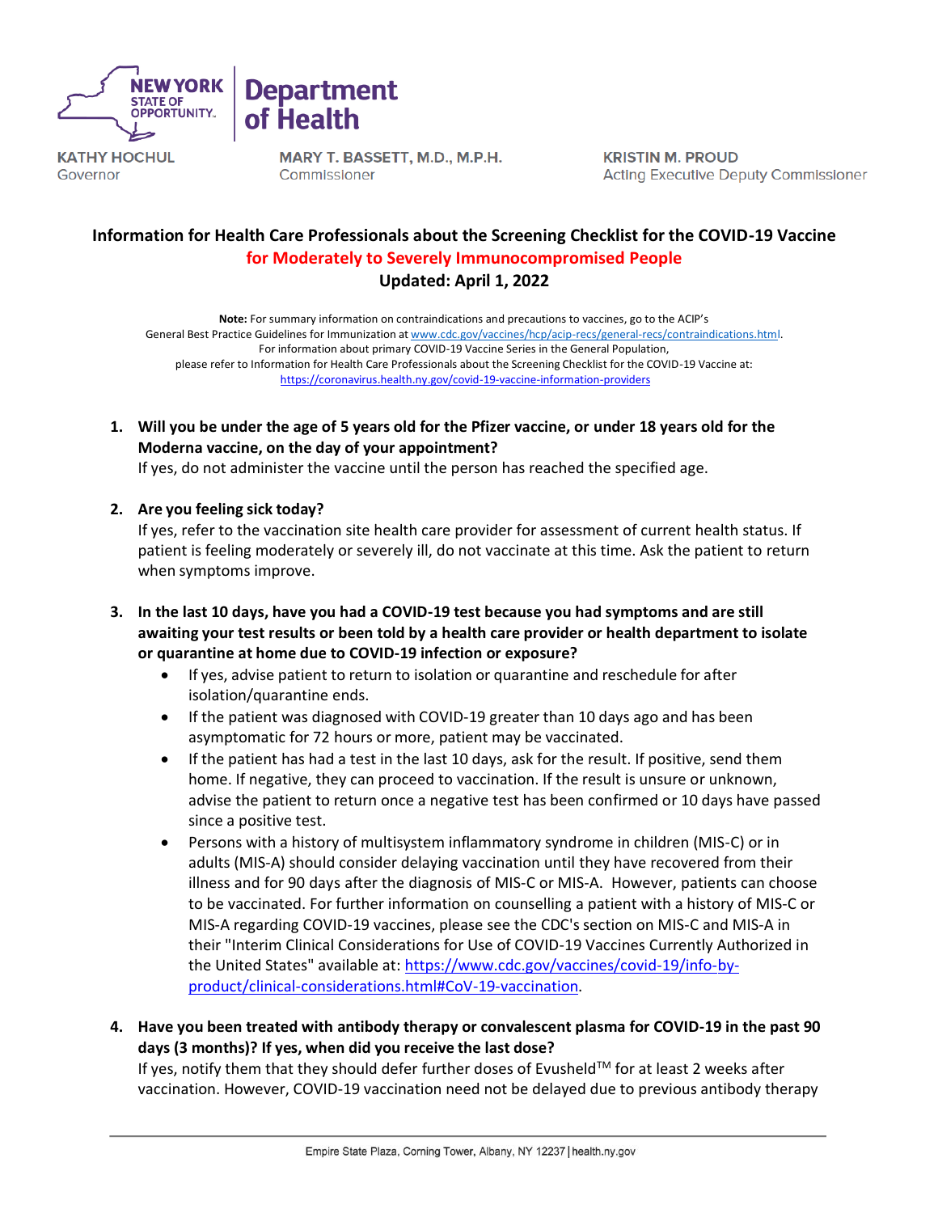NEW YORK STATE OF OPPORTUNITY. | Department of Health

KATHY HOCHUL
Governor

MARY T. BASSETT, M.D., M.P.H.
Commissioner

KRISTIN M. PROUD
Acting Executive Deputy Commissioner

# Information for Health Care Professionals about the Screening Checklist for the COVID-19 Vaccine for Moderately to Severely Immunocompromised People

**Updated: April 1, 2022**

**Note:** For summary information on contraindications and precautions to vaccines, go to the ACIP's General Best Practice Guidelines for Immunization at www.cdc.gov/vaccines/hcp/acip-recs/general-recs/contraindications.html. For information about primary COVID-19 Vaccine Series in the General Population, please refer to Information for Health Care Professionals about the Screening Checklist for the COVID-19 Vaccine at: https://coronavirus.health.ny.gov/covid-19-vaccine-information-providers

1. **Will you be under the age of 5 years old for the Pfizer vaccine, or under 18 years old for the Moderna vaccine, on the day of your appointment?**
   If yes, do not administer the vaccine until the person has reached the specified age.

2. **Are you feeling sick today?**
   If yes, refer to the vaccination site health care provider for assessment of current health status. If patient is feeling moderately or severely ill, do not vaccinate at this time. Ask the patient to return when symptoms improve.

3. **In the last 10 days, have you had a COVID-19 test because you had symptoms and are still awaiting your test results or been told by a health care provider or health department to isolate or quarantine at home due to COVID-19 infection or exposure?**
   - If yes, advise patient to return to isolation or quarantine and reschedule for after isolation/quarantine ends.
   - If the patient was diagnosed with COVID-19 greater than 10 days ago and has been asymptomatic for 72 hours or more, patient may be vaccinated.
   - If the patient has had a test in the last 10 days, ask for the result. If positive, send them home. If negative, they can proceed to vaccination. If the result is unsure or unknown, advise the patient to return once a negative test has been confirmed or 10 days have passed since a positive test.
   - Persons with a history of multisystem inflammatory syndrome in children (MIS-C) or in adults (MIS-A) should consider delaying vaccination until they have recovered from their illness and for 90 days after the diagnosis of MIS-C or MIS-A. However, patients can choose to be vaccinated. For further information on counselling a patient with a history of MIS-C or MIS-A regarding COVID-19 vaccines, please see the CDC's section on MIS-C and MIS-A in their "Interim Clinical Considerations for Use of COVID-19 Vaccines Currently Authorized in the United States" available at: https://www.cdc.gov/vaccines/covid-19/info-by-product/clinical-considerations.html#CoV-19-vaccination.

4. **Have you been treated with antibody therapy or convalescent plasma for COVID-19 in the past 90 days (3 months)? If yes, when did you receive the last dose?**
   If yes, notify them that they should defer further doses of Evusheld™ for at least 2 weeks after vaccination. However, COVID-19 vaccination need not be delayed due to previous antibody therapy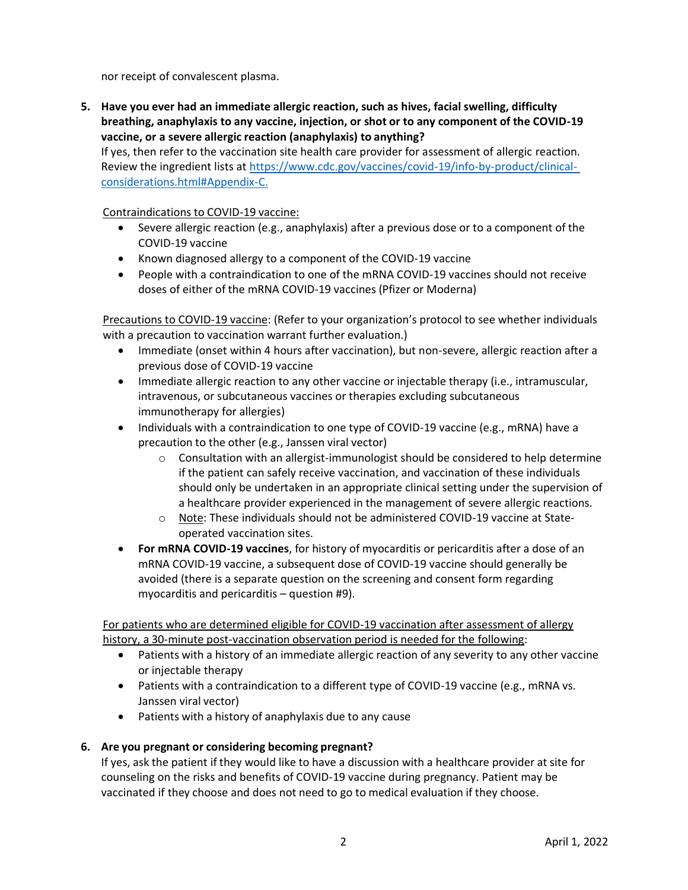nor receipt of convalescent plasma.

5. **Have you ever had an immediate allergic reaction, such as hives, facial swelling, difficulty breathing, anaphylaxis to any vaccine, injection, or shot or to any component of the COVID-19 vaccine, or a severe allergic reaction (anaphylaxis) to anything?**
   If yes, then refer to the vaccination site health care provider for assessment of allergic reaction. Review the ingredient lists at [https://www.cdc.gov/vaccines/covid-19/info-by-product/clinical-considerations.html#Appendix-C.](https://www.cdc.gov/vaccines/covid-19/info-by-product/clinical-considerations.html#Appendix-C)

   <u>Contraindications to COVID-19 vaccine:</u>
   - Severe allergic reaction (e.g., anaphylaxis) after a previous dose or to a component of the COVID-19 vaccine
   - Known diagnosed allergy to a component of the COVID-19 vaccine
   - People with a contraindication to one of the mRNA COVID-19 vaccines should not receive doses of either of the mRNA COVID-19 vaccines (Pfizer or Moderna)

   <u>Precautions to COVID-19 vaccine</u>: (Refer to your organization's protocol to see whether individuals with a precaution to vaccination warrant further evaluation.)
   - Immediate (onset within 4 hours after vaccination), but non-severe, allergic reaction after a previous dose of COVID-19 vaccine
   - Immediate allergic reaction to any other vaccine or injectable therapy (i.e., intramuscular, intravenous, or subcutaneous vaccines or therapies excluding subcutaneous immunotherapy for allergies)
   - Individuals with a contraindication to one type of COVID-19 vaccine (e.g., mRNA) have a precaution to the other (e.g., Janssen viral vector)
     - Consultation with an allergist-immunologist should be considered to help determine if the patient can safely receive vaccination, and vaccination of these individuals should only be undertaken in an appropriate clinical setting under the supervision of a healthcare provider experienced in the management of severe allergic reactions.
     - <u>Note</u>: These individuals should not be administered COVID-19 vaccine at State-operated vaccination sites.
   - **For mRNA COVID-19 vaccines**, for history of myocarditis or pericarditis after a dose of an mRNA COVID-19 vaccine, a subsequent dose of COVID-19 vaccine should generally be avoided (there is a separate question on the screening and consent form regarding myocarditis and pericarditis – question #9).

   <u>For patients who are determined eligible for COVID-19 vaccination after assessment of allergy history, a 30-minute post-vaccination observation period is needed for the following</u>:
   - Patients with a history of an immediate allergic reaction of any severity to any other vaccine or injectable therapy
   - Patients with a contraindication to a different type of COVID-19 vaccine (e.g., mRNA vs. Janssen viral vector)
   - Patients with a history of anaphylaxis due to any cause

6. **Are you pregnant or considering becoming pregnant?**
   If yes, ask the patient if they would like to have a discussion with a healthcare provider at site for counseling on the risks and benefits of COVID-19 vaccine during pregnancy. Patient may be vaccinated if they choose and does not need to go to medical evaluation if they choose.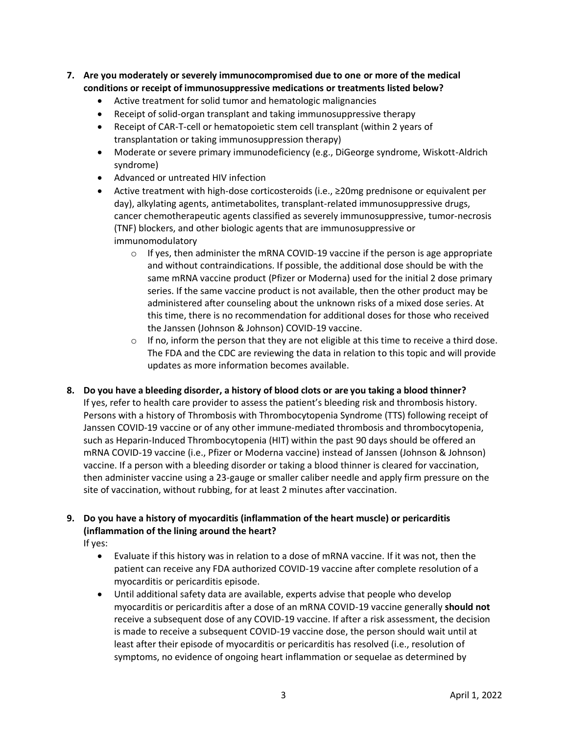7. **Are you moderately or severely immunocompromised due to one or more of the medical conditions or receipt of immunosuppressive medications or treatments listed below?**
   - Active treatment for solid tumor and hematologic malignancies
   - Receipt of solid-organ transplant and taking immunosuppressive therapy
   - Receipt of CAR-T-cell or hematopoietic stem cell transplant (within 2 years of transplantation or taking immunosuppression therapy)
   - Moderate or severe primary immunodeficiency (e.g., DiGeorge syndrome, Wiskott-Aldrich syndrome)
   - Advanced or untreated HIV infection
   - Active treatment with high-dose corticosteroids (i.e., ≥20mg prednisone or equivalent per day), alkylating agents, antimetabolites, transplant-related immunosuppressive drugs, cancer chemotherapeutic agents classified as severely immunosuppressive, tumor-necrosis (TNF) blockers, and other biologic agents that are immunosuppressive or immunomodulatory
     - If yes, then administer the mRNA COVID-19 vaccine if the person is age appropriate and without contraindications. If possible, the additional dose should be with the same mRNA vaccine product (Pfizer or Moderna) used for the initial 2 dose primary series. If the same vaccine product is not available, then the other product may be administered after counseling about the unknown risks of a mixed dose series. At this time, there is no recommendation for additional doses for those who received the Janssen (Johnson & Johnson) COVID-19 vaccine.
     - If no, inform the person that they are not eligible at this time to receive a third dose. The FDA and the CDC are reviewing the data in relation to this topic and will provide updates as more information becomes available.

8. **Do you have a bleeding disorder, a history of blood clots or are you taking a blood thinner?**
   If yes, refer to health care provider to assess the patient's bleeding risk and thrombosis history. Persons with a history of Thrombosis with Thrombocytopenia Syndrome (TTS) following receipt of Janssen COVID-19 vaccine or of any other immune-mediated thrombosis and thrombocytopenia, such as Heparin-Induced Thrombocytopenia (HIT) within the past 90 days should be offered an mRNA COVID-19 vaccine (i.e., Pfizer or Moderna vaccine) instead of Janssen (Johnson & Johnson) vaccine. If a person with a bleeding disorder or taking a blood thinner is cleared for vaccination, then administer vaccine using a 23-gauge or smaller caliber needle and apply firm pressure on the site of vaccination, without rubbing, for at least 2 minutes after vaccination.

9. **Do you have a history of myocarditis (inflammation of the heart muscle) or pericarditis (inflammation of the lining around the heart?**
   If yes:
   - Evaluate if this history was in relation to a dose of mRNA vaccine. If it was not, then the patient can receive any FDA authorized COVID-19 vaccine after complete resolution of a myocarditis or pericarditis episode.
   - Until additional safety data are available, experts advise that people who develop myocarditis or pericarditis after a dose of an mRNA COVID-19 vaccine generally **should not** receive a subsequent dose of any COVID-19 vaccine. If after a risk assessment, the decision is made to receive a subsequent COVID-19 vaccine dose, the person should wait until at least after their episode of myocarditis or pericarditis has resolved (i.e., resolution of symptoms, no evidence of ongoing heart inflammation or sequelae as determined by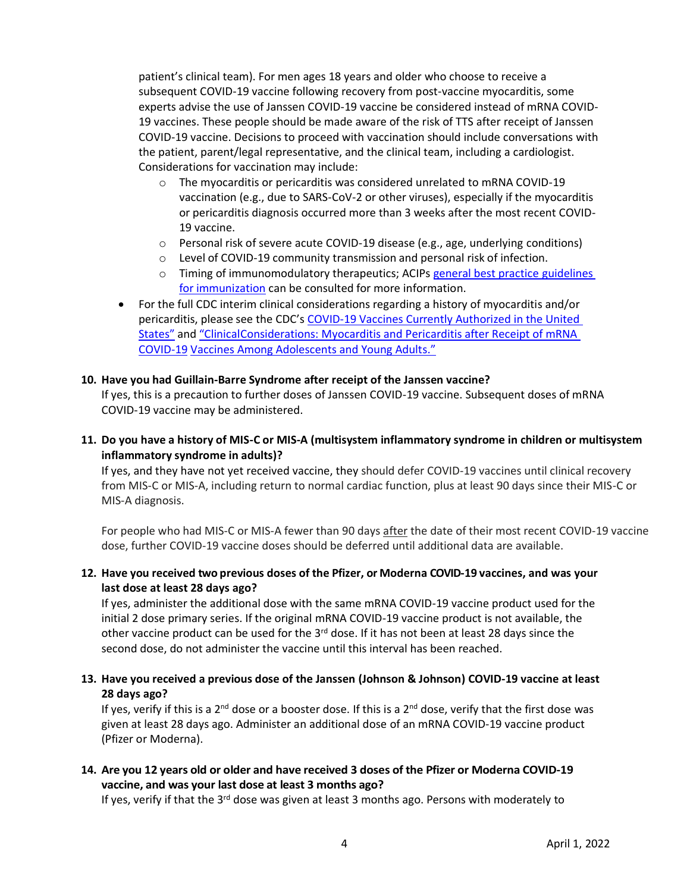patient's clinical team). For men ages 18 years and older who choose to receive a subsequent COVID-19 vaccine following recovery from post-vaccine myocarditis, some experts advise the use of Janssen COVID-19 vaccine be considered instead of mRNA COVID-19 vaccines. These people should be made aware of the risk of TTS after receipt of Janssen COVID-19 vaccine. Decisions to proceed with vaccination should include conversations with the patient, parent/legal representative, and the clinical team, including a cardiologist. Considerations for vaccination may include:

  - The myocarditis or pericarditis was considered unrelated to mRNA COVID-19 vaccination (e.g., due to SARS-CoV-2 or other viruses), especially if the myocarditis or pericarditis diagnosis occurred more than 3 weeks after the most recent COVID-19 vaccine.
  - Personal risk of severe acute COVID-19 disease (e.g., age, underlying conditions)
  - Level of COVID-19 community transmission and personal risk of infection.
  - Timing of immunomodulatory therapeutics; ACIPs general best practice guidelines for immunization can be consulted for more information.

- For the full CDC interim clinical considerations regarding a history of myocarditis and/or pericarditis, please see the CDC's COVID-19 Vaccines Currently Authorized in the United States" and "ClinicalConsiderations: Myocarditis and Pericarditis after Receipt of mRNA COVID-19 Vaccines Among Adolescents and Young Adults."

**10. Have you had Guillain-Barre Syndrome after receipt of the Janssen vaccine?**

If yes, this is a precaution to further doses of Janssen COVID-19 vaccine. Subsequent doses of mRNA COVID-19 vaccine may be administered.

**11. Do you have a history of MIS-C or MIS-A (multisystem inflammatory syndrome in children or multisystem inflammatory syndrome in adults)?**

If yes, and they have not yet received vaccine, they should defer COVID-19 vaccines until clinical recovery from MIS-C or MIS-A, including return to normal cardiac function, plus at least 90 days since their MIS-C or MIS-A diagnosis.

For people who had MIS-C or MIS-A fewer than 90 days after the date of their most recent COVID-19 vaccine dose, further COVID-19 vaccine doses should be deferred until additional data are available.

**12. Have you received two previous doses of the Pfizer, or Moderna COVID-19 vaccines, and was your last dose at least 28 days ago?**

If yes, administer the additional dose with the same mRNA COVID-19 vaccine product used for the initial 2 dose primary series. If the original mRNA COVID-19 vaccine product is not available, the other vaccine product can be used for the 3rd dose. If it has not been at least 28 days since the second dose, do not administer the vaccine until this interval has been reached.

**13. Have you received a previous dose of the Janssen (Johnson & Johnson) COVID-19 vaccine at least 28 days ago?**

If yes, verify if this is a 2nd dose or a booster dose. If this is a 2nd dose, verify that the first dose was given at least 28 days ago. Administer an additional dose of an mRNA COVID-19 vaccine product (Pfizer or Moderna).

**14. Are you 12 years old or older and have received 3 doses of the Pfizer or Moderna COVID-19 vaccine, and was your last dose at least 3 months ago?**

If yes, verify if that the 3rd dose was given at least 3 months ago. Persons with moderately to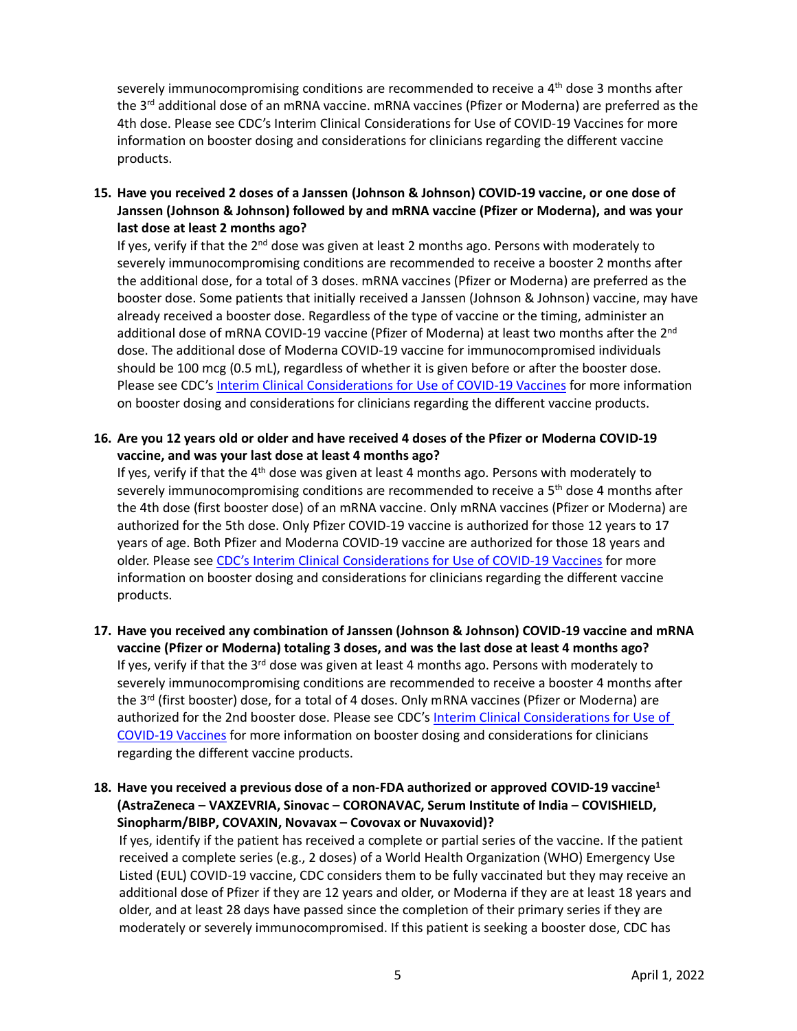severely immunocompromising conditions are recommended to receive a 4th dose 3 months after the 3rd additional dose of an mRNA vaccine. mRNA vaccines (Pfizer or Moderna) are preferred as the 4th dose. Please see CDC's Interim Clinical Considerations for Use of COVID-19 Vaccines for more information on booster dosing and considerations for clinicians regarding the different vaccine products.

15. **Have you received 2 doses of a Janssen (Johnson & Johnson) COVID-19 vaccine, or one dose of Janssen (Johnson & Johnson) followed by and mRNA vaccine (Pfizer or Moderna), and was your last dose at least 2 months ago?**
    If yes, verify if that the 2nd dose was given at least 2 months ago. Persons with moderately to severely immunocompromising conditions are recommended to receive a booster 2 months after the additional dose, for a total of 3 doses. mRNA vaccines (Pfizer or Moderna) are preferred as the booster dose. Some patients that initially received a Janssen (Johnson & Johnson) vaccine, may have already received a booster dose. Regardless of the type of vaccine or the timing, administer an additional dose of mRNA COVID-19 vaccine (Pfizer of Moderna) at least two months after the 2nd dose. The additional dose of Moderna COVID-19 vaccine for immunocompromised individuals should be 100 mcg (0.5 mL), regardless of whether it is given before or after the booster dose. Please see CDC's [Interim Clinical Considerations for Use of COVID-19 Vaccines]() for more information on booster dosing and considerations for clinicians regarding the different vaccine products.

16. **Are you 12 years old or older and have received 4 doses of the Pfizer or Moderna COVID-19 vaccine, and was your last dose at least 4 months ago?**
    If yes, verify if that the 4th dose was given at least 4 months ago. Persons with moderately to severely immunocompromising conditions are recommended to receive a 5th dose 4 months after the 4th dose (first booster dose) of an mRNA vaccine. Only mRNA vaccines (Pfizer or Moderna) are authorized for the 5th dose. Only Pfizer COVID-19 vaccine is authorized for those 12 years to 17 years of age. Both Pfizer and Moderna COVID-19 vaccine are authorized for those 18 years and older. Please see [CDC's Interim Clinical Considerations for Use of COVID-19 Vaccines]() for more information on booster dosing and considerations for clinicians regarding the different vaccine products.

17. **Have you received any combination of Janssen (Johnson & Johnson) COVID-19 vaccine and mRNA vaccine (Pfizer or Moderna) totaling 3 doses, and was the last dose at least 4 months ago?**
    If yes, verify if that the 3rd dose was given at least 4 months ago. Persons with moderately to severely immunocompromising conditions are recommended to receive a booster 4 months after the 3rd (first booster) dose, for a total of 4 doses. Only mRNA vaccines (Pfizer or Moderna) are authorized for the 2nd booster dose. Please see CDC's [Interim Clinical Considerations for Use of COVID-19 Vaccines]() for more information on booster dosing and considerations for clinicians regarding the different vaccine products.

18. **Have you received a previous dose of a non-FDA authorized or approved COVID-19 vaccine[1] (AstraZeneca – VAXZEVRIA, Sinovac – CORONAVAC, Serum Institute of India – COVISHIELD, Sinopharm/BIBP, COVAXIN, Novavax – Covovax or Nuvaxovid)?**
    If yes, identify if the patient has received a complete or partial series of the vaccine. If the patient received a complete series (e.g., 2 doses) of a World Health Organization (WHO) Emergency Use Listed (EUL) COVID-19 vaccine, CDC considers them to be fully vaccinated but they may receive an additional dose of Pfizer if they are 12 years and older, or Moderna if they are at least 18 years and older, and at least 28 days have passed since the completion of their primary series if they are moderately or severely immunocompromised. If this patient is seeking a booster dose, CDC has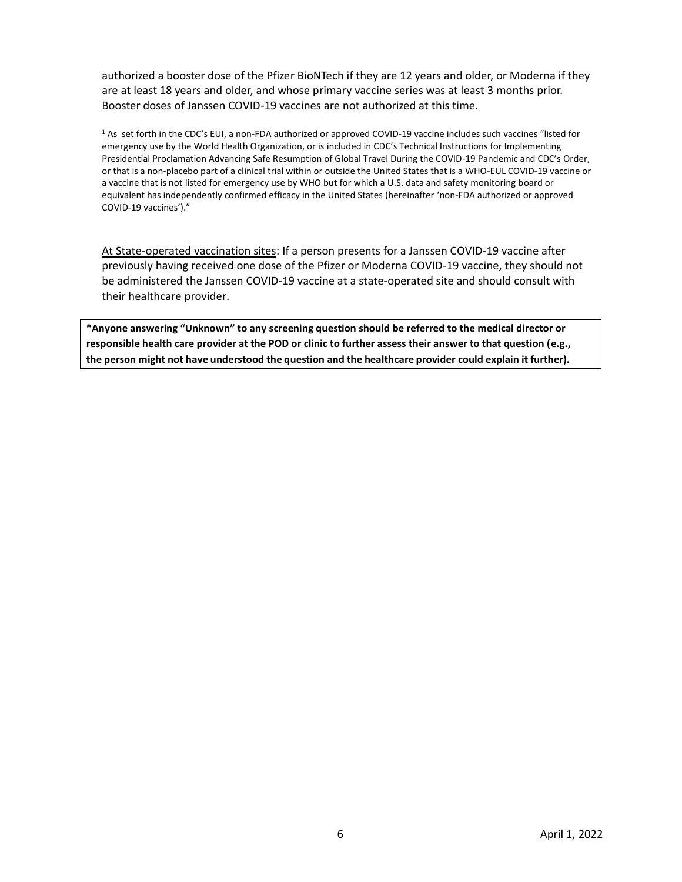authorized a booster dose of the Pfizer BioNTech if they are 12 years and older, or Moderna if they are at least 18 years and older, and whose primary vaccine series was at least 3 months prior. Booster doses of Janssen COVID-19 vaccines are not authorized at this time.

[1] As set forth in the CDC's EUI, a non-FDA authorized or approved COVID-19 vaccine includes such vaccines "listed for emergency use by the World Health Organization, or is included in CDC's Technical Instructions for Implementing Presidential Proclamation Advancing Safe Resumption of Global Travel During the COVID-19 Pandemic and CDC's Order, or that is a non-placebo part of a clinical trial within or outside the United States that is a WHO-EUL COVID-19 vaccine or a vaccine that is not listed for emergency use by WHO but for which a U.S. data and safety monitoring board or equivalent has independently confirmed efficacy in the United States (hereinafter 'non-FDA authorized or approved COVID-19 vaccines')."

<u>At State-operated vaccination sites</u>: If a person presents for a Janssen COVID-19 vaccine after previously having received one dose of the Pfizer or Moderna COVID-19 vaccine, they should not be administered the Janssen COVID-19 vaccine at a state-operated site and should consult with their healthcare provider.

**\*Anyone answering "Unknown" to any screening question should be referred to the medical director or responsible health care provider at the POD or clinic to further assess their answer to that question (e.g., the person might not have understood the question and the healthcare provider could explain it further).**